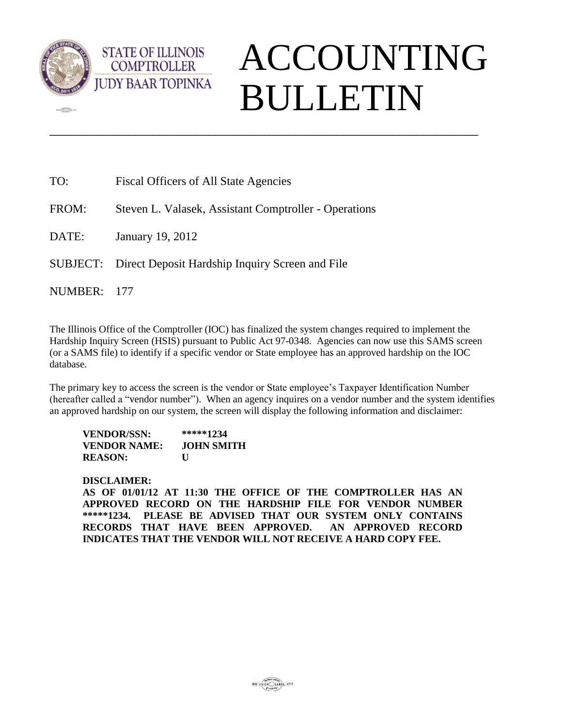STATE OF ILLINOIS
COMPTROLLER
JUDY BAAR TOPINKA

# ACCOUNTING BULLETIN

---

TO: Fiscal Officers of All State Agencies

FROM: Steven L. Valasek, Assistant Comptroller - Operations

DATE: January 19, 2012

SUBJECT: Direct Deposit Hardship Inquiry Screen and File

NUMBER: 177

The Illinois Office of the Comptroller (IOC) has finalized the system changes required to implement the Hardship Inquiry Screen (HSIS) pursuant to Public Act 97-0348. Agencies can now use this SAMS screen (or a SAMS file) to identify if a specific vendor or State employee has an approved hardship on the IOC database.

The primary key to access the screen is the vendor or State employee's Taxpayer Identification Number (hereafter called a "vendor number"). When an agency inquires on a vendor number and the system identifies an approved hardship on our system, the screen will display the following information and disclaimer:

**VENDOR/SSN:** **\*\*\*\*\*1234**
**VENDOR NAME:** **JOHN SMITH**
**REASON:** **U**

**DISCLAIMER:**
**AS OF 01/01/12 AT 11:30 THE OFFICE OF THE COMPTROLLER HAS AN APPROVED RECORD ON THE HARDSHIP FILE FOR VENDOR NUMBER \*\*\*\*\*1234. PLEASE BE ADVISED THAT OUR SYSTEM ONLY CONTAINS RECORDS THAT HAVE BEEN APPROVED. AN APPROVED RECORD INDICATES THAT THE VENDOR WILL NOT RECEIVE A HARD COPY FEE.**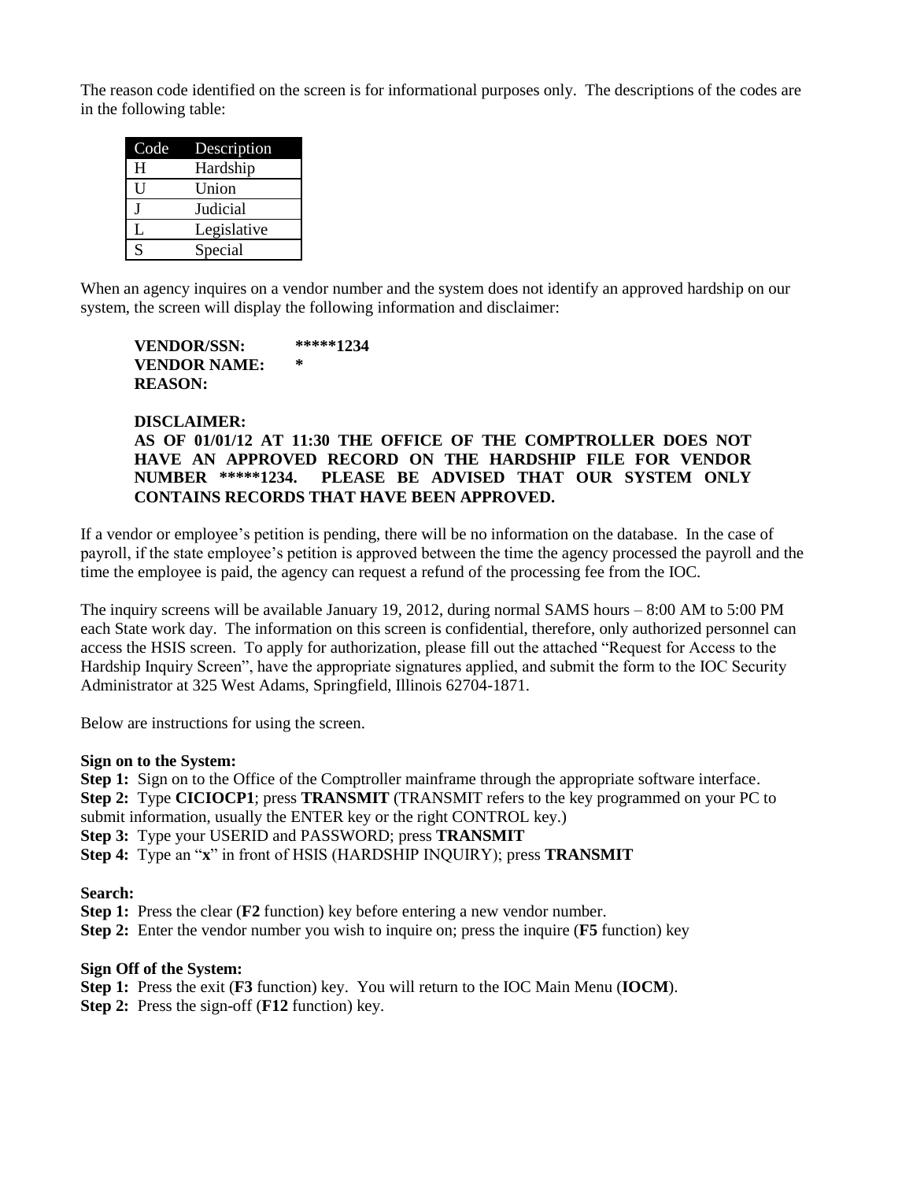The reason code identified on the screen is for informational purposes only. The descriptions of the codes are in the following table:

| Code | Description |
|---|---|
| H | Hardship |
| U | Union |
| J | Judicial |
| L | Legislative |
| S | Special |

When an agency inquires on a vendor number and the system does not identify an approved hardship on our system, the screen will display the following information and disclaimer:

> **VENDOR/SSN:** **\*\*\*\*\*1234**
> **VENDOR NAME:** **\***
> **REASON:**
>
> **DISCLAIMER:**
> **AS OF 01/01/12 AT 11:30 THE OFFICE OF THE COMPTROLLER DOES NOT HAVE AN APPROVED RECORD ON THE HARDSHIP FILE FOR VENDOR NUMBER \*\*\*\*\*1234. PLEASE BE ADVISED THAT OUR SYSTEM ONLY CONTAINS RECORDS THAT HAVE BEEN APPROVED.**

If a vendor or employee's petition is pending, there will be no information on the database. In the case of payroll, if the state employee's petition is approved between the time the agency processed the payroll and the time the employee is paid, the agency can request a refund of the processing fee from the IOC.

The inquiry screens will be available January 19, 2012, during normal SAMS hours – 8:00 AM to 5:00 PM each State work day. The information on this screen is confidential, therefore, only authorized personnel can access the HSIS screen. To apply for authorization, please fill out the attached "Request for Access to the Hardship Inquiry Screen", have the appropriate signatures applied, and submit the form to the IOC Security Administrator at 325 West Adams, Springfield, Illinois 62704-1871.

Below are instructions for using the screen.

**Sign on to the System:**

**Step 1:** Sign on to the Office of the Comptroller mainframe through the appropriate software interface.
**Step 2:** Type **CICIOCP1**; press **TRANSMIT** (TRANSMIT refers to the key programmed on your PC to submit information, usually the ENTER key or the right CONTROL key.)
**Step 3:** Type your USERID and PASSWORD; press **TRANSMIT**
**Step 4:** Type an "**x**" in front of HSIS (HARDSHIP INQUIRY); press **TRANSMIT**

**Search:**

**Step 1:** Press the clear (**F2** function) key before entering a new vendor number.
**Step 2:** Enter the vendor number you wish to inquire on; press the inquire (**F5** function) key

**Sign Off of the System:**

**Step 1:** Press the exit (**F3** function) key. You will return to the IOC Main Menu (**IOCM**).
**Step 2:** Press the sign-off (**F12** function) key.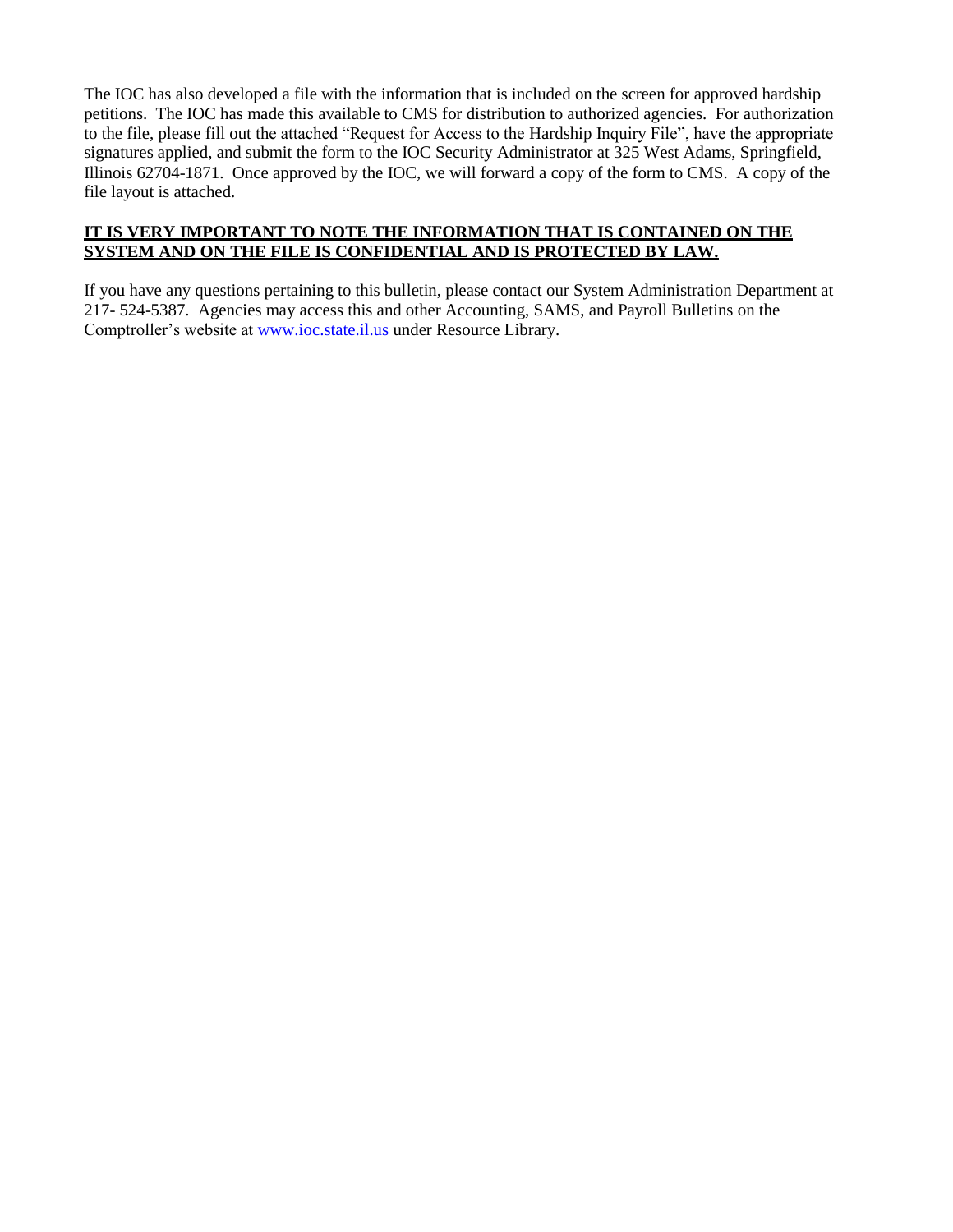The IOC has also developed a file with the information that is included on the screen for approved hardship petitions. The IOC has made this available to CMS for distribution to authorized agencies. For authorization to the file, please fill out the attached "Request for Access to the Hardship Inquiry File", have the appropriate signatures applied, and submit the form to the IOC Security Administrator at 325 West Adams, Springfield, Illinois 62704-1871. Once approved by the IOC, we will forward a copy of the form to CMS. A copy of the file layout is attached.

**IT IS VERY IMPORTANT TO NOTE THE INFORMATION THAT IS CONTAINED ON THE SYSTEM AND ON THE FILE IS CONFIDENTIAL AND IS PROTECTED BY LAW.**

If you have any questions pertaining to this bulletin, please contact our System Administration Department at 217- 524-5387. Agencies may access this and other Accounting, SAMS, and Payroll Bulletins on the Comptroller's website at [www.ioc.state.il.us](http://www.ioc.state.il.us) under Resource Library.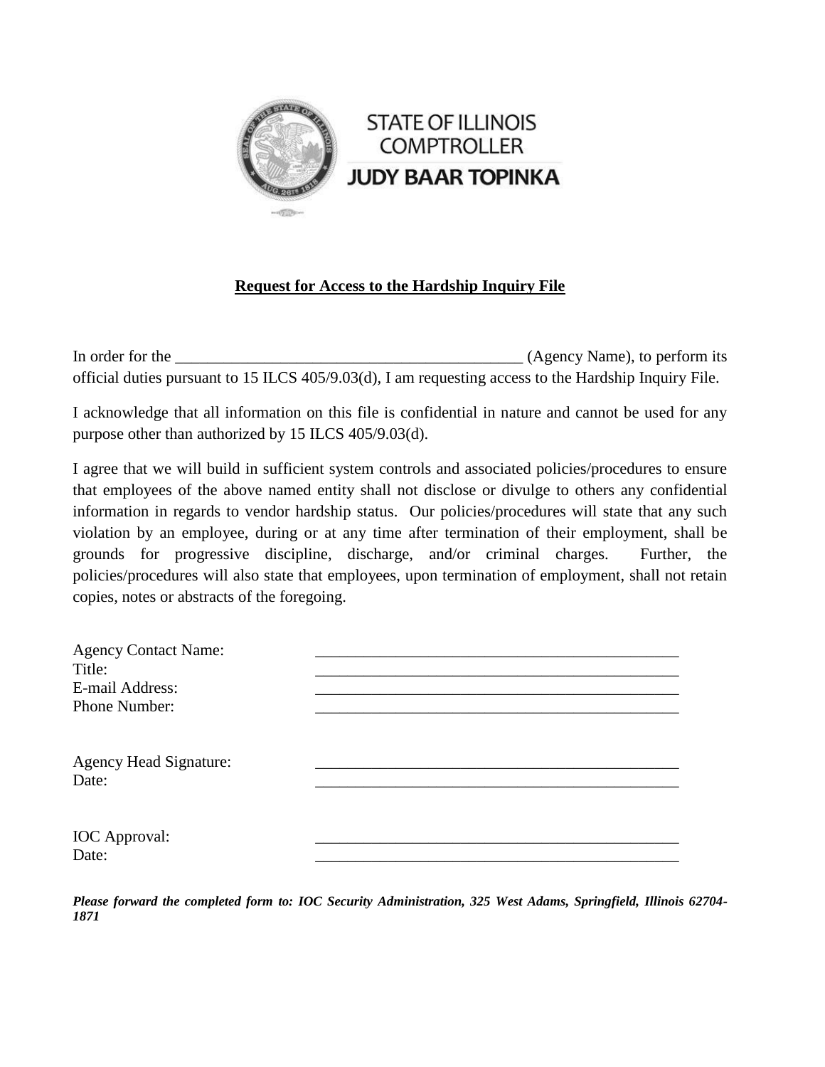STATE OF ILLINOIS
COMPTROLLER
**JUDY BAAR TOPINKA**

**Request for Access to the Hardship Inquiry File**

In order for the ____________________________________________ (Agency Name), to perform its official duties pursuant to 15 ILCS 405/9.03(d), I am requesting access to the Hardship Inquiry File.

I acknowledge that all information on this file is confidential in nature and cannot be used for any purpose other than authorized by 15 ILCS 405/9.03(d).

I agree that we will build in sufficient system controls and associated policies/procedures to ensure that employees of the above named entity shall not disclose or divulge to others any confidential information in regards to vendor hardship status. Our policies/procedures will state that any such violation by an employee, during or at any time after termination of their employment, shall be grounds for progressive discipline, discharge, and/or criminal charges. Further, the policies/procedures will also state that employees, upon termination of employment, shall not retain copies, notes or abstracts of the foregoing.

Agency Contact Name: ______________________________________________
Title: ______________________________________________
E-mail Address: ______________________________________________
Phone Number: ______________________________________________

Agency Head Signature: ______________________________________________
Date: ______________________________________________

IOC Approval: ______________________________________________
Date: ______________________________________________

***Please forward the completed form to: IOC Security Administration, 325 West Adams, Springfield, Illinois 62704-1871***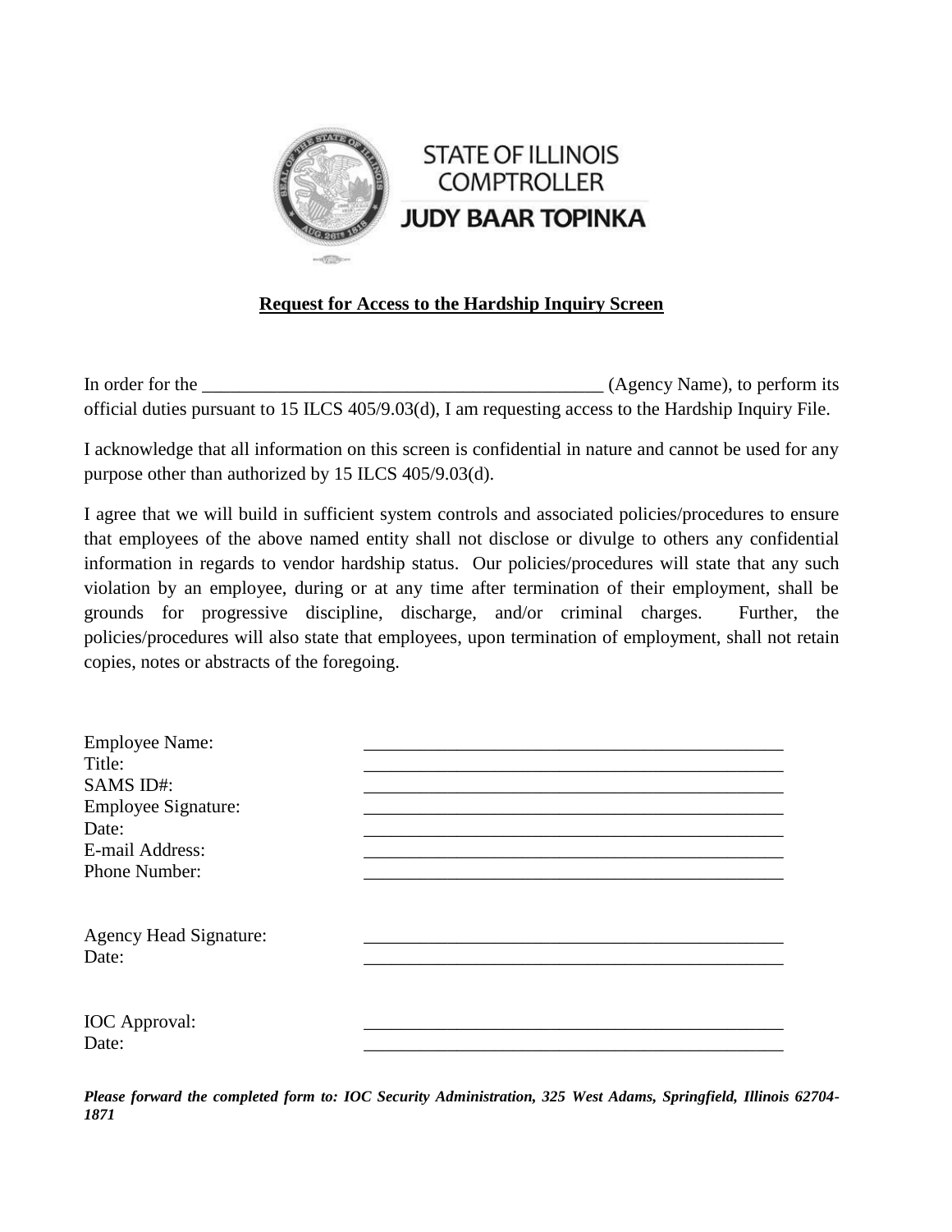STATE OF ILLINOIS
COMPTROLLER
JUDY BAAR TOPINKA

**Request for Access to the Hardship Inquiry Screen**

In order for the ____________________________________________ (Agency Name), to perform its official duties pursuant to 15 ILCS 405/9.03(d), I am requesting access to the Hardship Inquiry File.

I acknowledge that all information on this screen is confidential in nature and cannot be used for any purpose other than authorized by 15 ILCS 405/9.03(d).

I agree that we will build in sufficient system controls and associated policies/procedures to ensure that employees of the above named entity shall not disclose or divulge to others any confidential information in regards to vendor hardship status. Our policies/procedures will state that any such violation by an employee, during or at any time after termination of their employment, shall be grounds for progressive discipline, discharge, and/or criminal charges. Further, the policies/procedures will also state that employees, upon termination of employment, shall not retain copies, notes or abstracts of the foregoing.

Employee Name: ______________________________________________

Title: ______________________________________________

SAMS ID#: ______________________________________________

Employee Signature: ______________________________________________

Date: ______________________________________________

E-mail Address: ______________________________________________

Phone Number: ______________________________________________

Agency Head Signature: ______________________________________________

Date: ______________________________________________

IOC Approval: ______________________________________________

Date: ______________________________________________

***Please forward the completed form to: IOC Security Administration, 325 West Adams, Springfield, Illinois 62704-1871***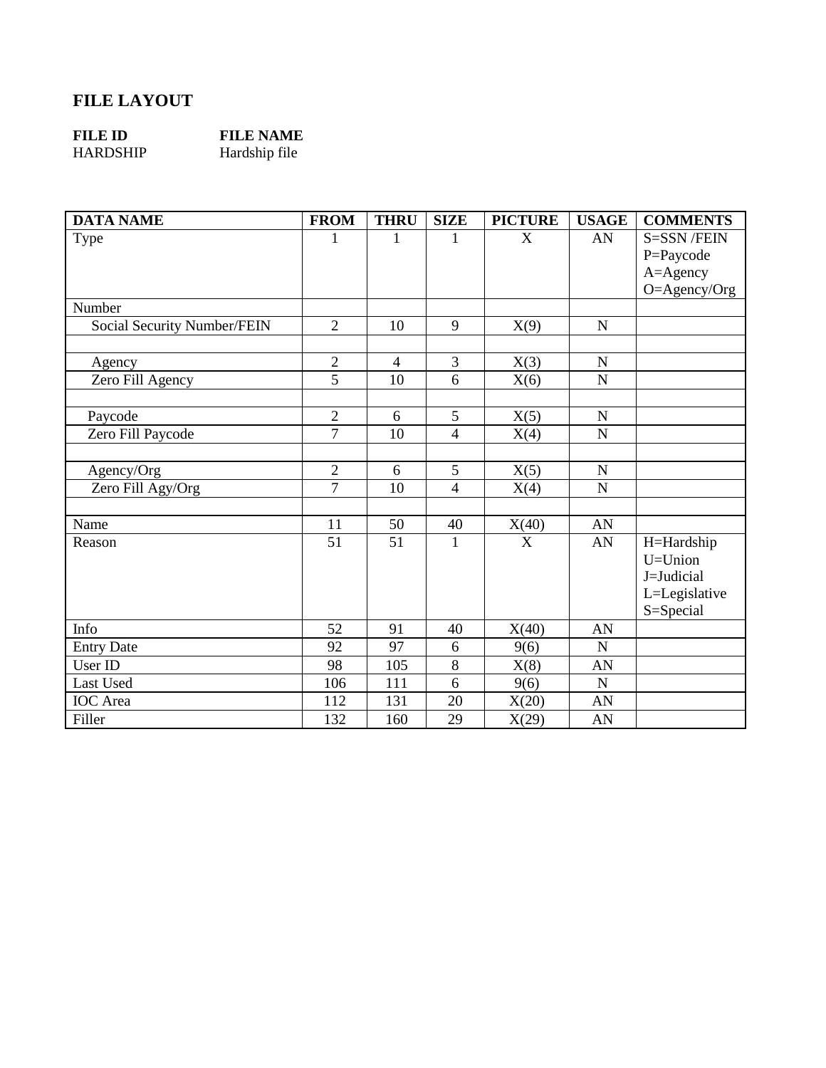# FILE LAYOUT

**FILE ID** — HARDSHIP

**FILE NAME** — Hardship file

| DATA NAME | FROM | THRU | SIZE | PICTURE | USAGE | COMMENTS |
|---|---|---|---|---|---|---|
| Type | 1 | 1 | 1 | X | AN | S=SSN /FEIN<br>P=Paycode<br>A=Agency<br>O=Agency/Org |
| Number | | | | | | |
| Social Security Number/FEIN | 2 | 10 | 9 | X(9) | N | |
| | | | | | | |
| Agency | 2 | 4 | 3 | X(3) | N | |
| Zero Fill Agency | 5 | 10 | 6 | X(6) | N | |
| | | | | | | |
| Paycode | 2 | 6 | 5 | X(5) | N | |
| Zero Fill Paycode | 7 | 10 | 4 | X(4) | N | |
| | | | | | | |
| Agency/Org | 2 | 6 | 5 | X(5) | N | |
| Zero Fill Agy/Org | 7 | 10 | 4 | X(4) | N | |
| | | | | | | |
| Name | 11 | 50 | 40 | X(40) | AN | |
| Reason | 51 | 51 | 1 | X | AN | H=Hardship<br>U=Union<br>J=Judicial<br>L=Legislative<br>S=Special |
| Info | 52 | 91 | 40 | X(40) | AN | |
| Entry Date | 92 | 97 | 6 | 9(6) | N | |
| User ID | 98 | 105 | 8 | X(8) | AN | |
| Last Used | 106 | 111 | 6 | 9(6) | N | |
| IOC Area | 112 | 131 | 20 | X(20) | AN | |
| Filler | 132 | 160 | 29 | X(29) | AN | |